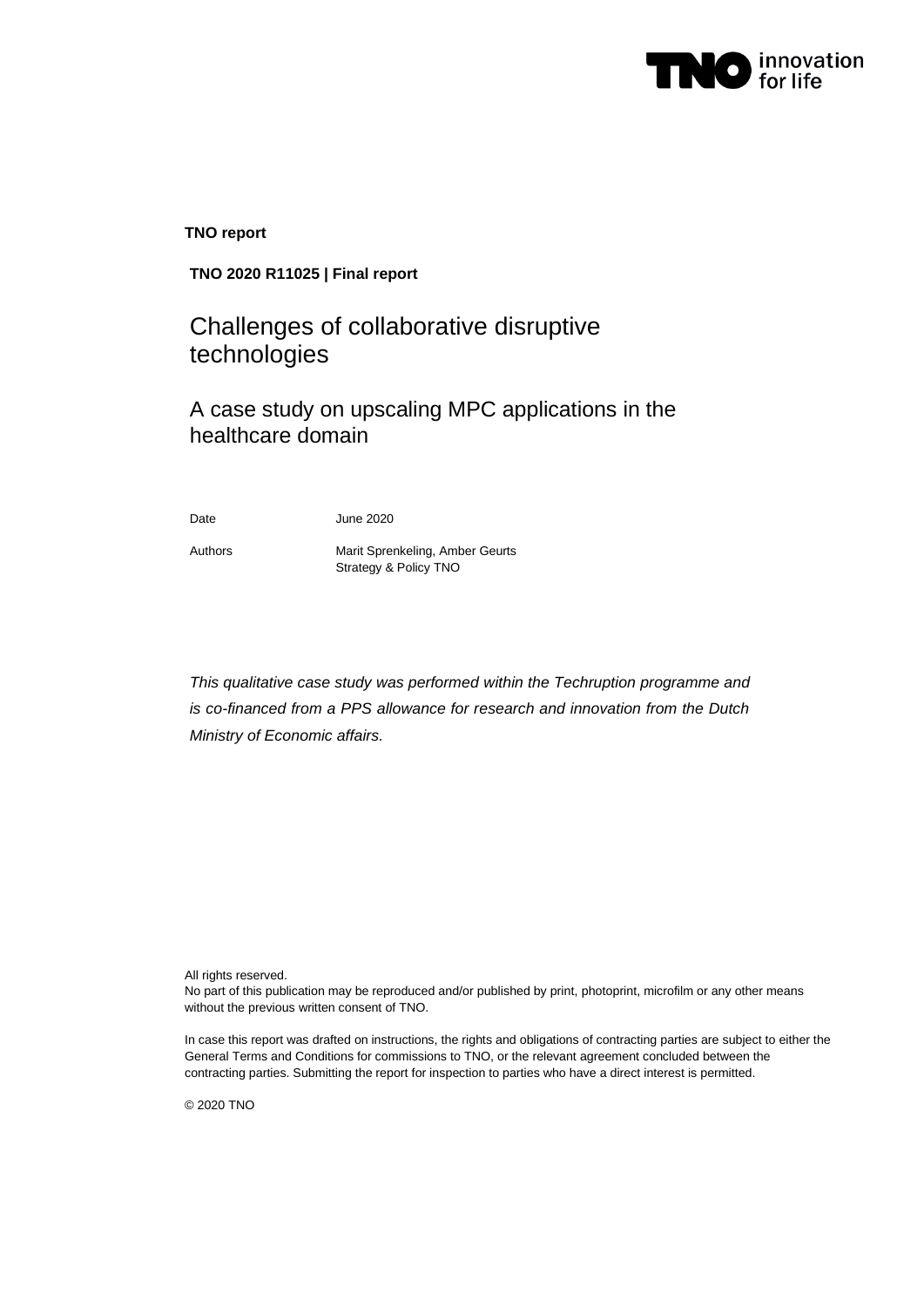**TNO report**

**TNO 2020 R11025 | Final report**

# Challenges of collaborative disruptive technologies

## A case study on upscaling MPC applications in the healthcare domain

| | |
|---|---|
| Date | June 2020 |
| Authors | Marit Sprenkeling, Amber Geurts<br>Strategy & Policy TNO |

*This qualitative case study was performed within the Techruption programme and is co-financed from a PPS allowance for research and innovation from the Dutch Ministry of Economic affairs.*

All rights reserved.
No part of this publication may be reproduced and/or published by print, photoprint, microfilm or any other means without the previous written consent of TNO.

In case this report was drafted on instructions, the rights and obligations of contracting parties are subject to either the General Terms and Conditions for commissions to TNO, or the relevant agreement concluded between the contracting parties. Submitting the report for inspection to parties who have a direct interest is permitted.

© 2020 TNO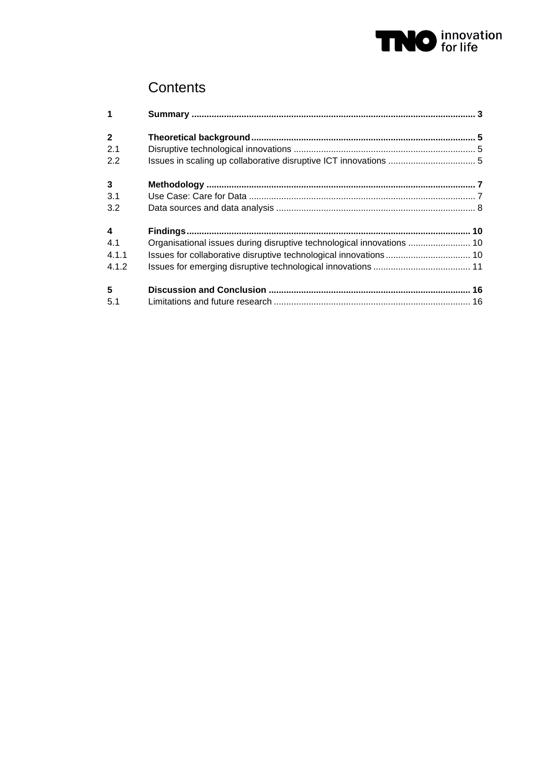# Contents

| | | |
|---|---|---|
| **1** | **Summary** | **3** |
| **2** | **Theoretical background** | **5** |
| 2.1 | Disruptive technological innovations | 5 |
| 2.2 | Issues in scaling up collaborative disruptive ICT innovations | 5 |
| **3** | **Methodology** | **7** |
| 3.1 | Use Case: Care for Data | 7 |
| 3.2 | Data sources and data analysis | 8 |
| **4** | **Findings** | **10** |
| 4.1 | Organisational issues during disruptive technological innovations | 10 |
| 4.1.1 | Issues for collaborative disruptive technological innovations | 10 |
| 4.1.2 | Issues for emerging disruptive technological innovations | 11 |
| **5** | **Discussion and Conclusion** | **16** |
| 5.1 | Limitations and future research | 16 |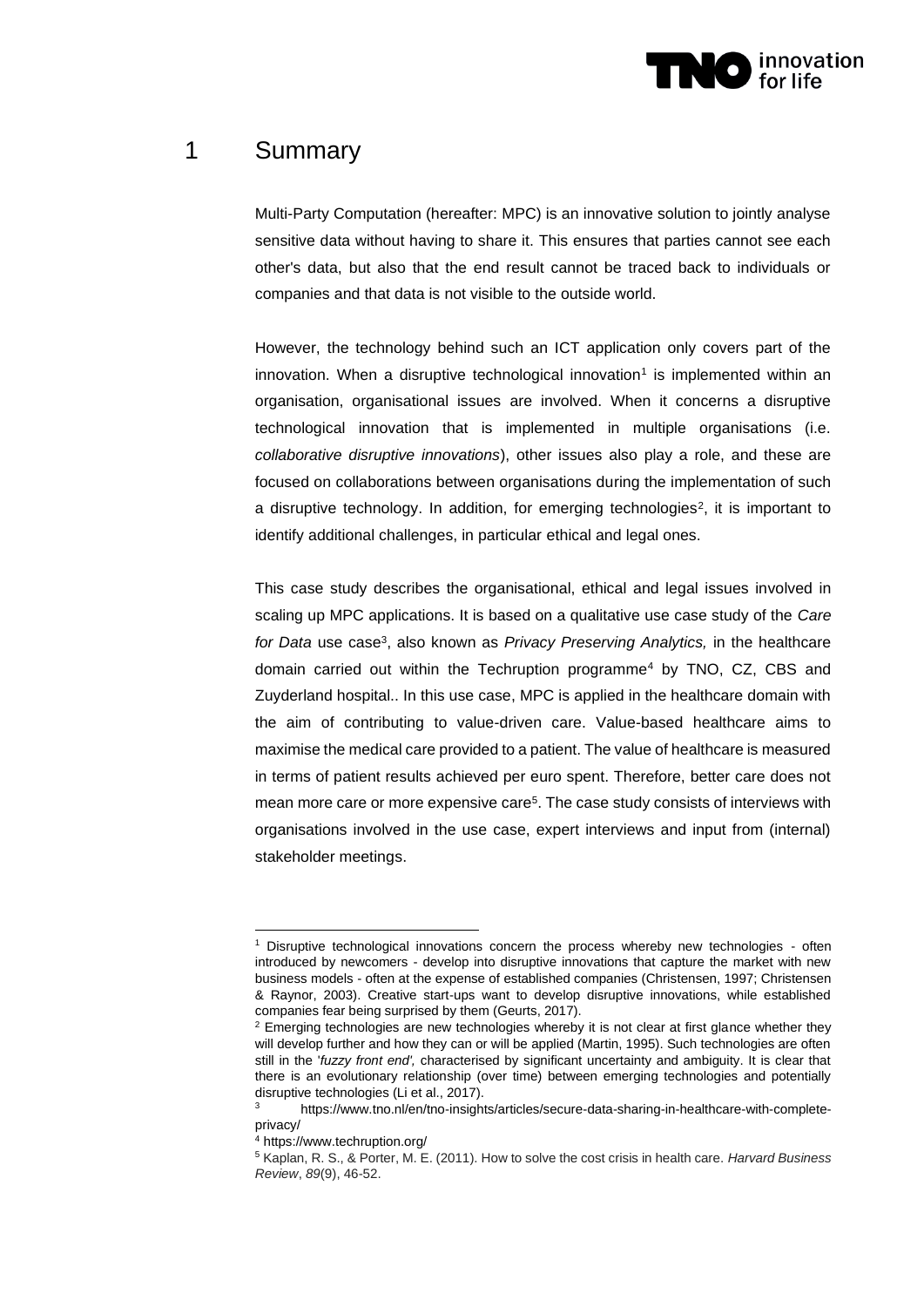# 1 Summary

Multi-Party Computation (hereafter: MPC) is an innovative solution to jointly analyse sensitive data without having to share it. This ensures that parties cannot see each other's data, but also that the end result cannot be traced back to individuals or companies and that data is not visible to the outside world.

However, the technology behind such an ICT application only covers part of the innovation. When a disruptive technological innovation[1] is implemented within an organisation, organisational issues are involved. When it concerns a disruptive technological innovation that is implemented in multiple organisations (i.e. *collaborative disruptive innovations*), other issues also play a role, and these are focused on collaborations between organisations during the implementation of such a disruptive technology. In addition, for emerging technologies[2], it is important to identify additional challenges, in particular ethical and legal ones.

This case study describes the organisational, ethical and legal issues involved in scaling up MPC applications. It is based on a qualitative use case study of the *Care for Data* use case[3], also known as *Privacy Preserving Analytics,* in the healthcare domain carried out within the Techruption programme[4] by TNO, CZ, CBS and Zuyderland hospital.. In this use case, MPC is applied in the healthcare domain with the aim of contributing to value-driven care. Value-based healthcare aims to maximise the medical care provided to a patient. The value of healthcare is measured in terms of patient results achieved per euro spent. Therefore, better care does not mean more care or more expensive care[5]. The case study consists of interviews with organisations involved in the use case, expert interviews and input from (internal) stakeholder meetings.

---

[1] Disruptive technological innovations concern the process whereby new technologies - often introduced by newcomers - develop into disruptive innovations that capture the market with new business models - often at the expense of established companies (Christensen, 1997; Christensen & Raynor, 2003). Creative start-ups want to develop disruptive innovations, while established companies fear being surprised by them (Geurts, 2017).

[2] Emerging technologies are new technologies whereby it is not clear at first glance whether they will develop further and how they can or will be applied (Martin, 1995). Such technologies are often still in the '*fuzzy front end',* characterised by significant uncertainty and ambiguity. It is clear that there is an evolutionary relationship (over time) between emerging technologies and potentially disruptive technologies (Li et al., 2017).

[3] https://www.tno.nl/en/tno-insights/articles/secure-data-sharing-in-healthcare-with-complete-privacy/

[4] https://www.techruption.org/

[5] Kaplan, R. S., & Porter, M. E. (2011). How to solve the cost crisis in health care. *Harvard Business Review*, *89*(9), 46-52.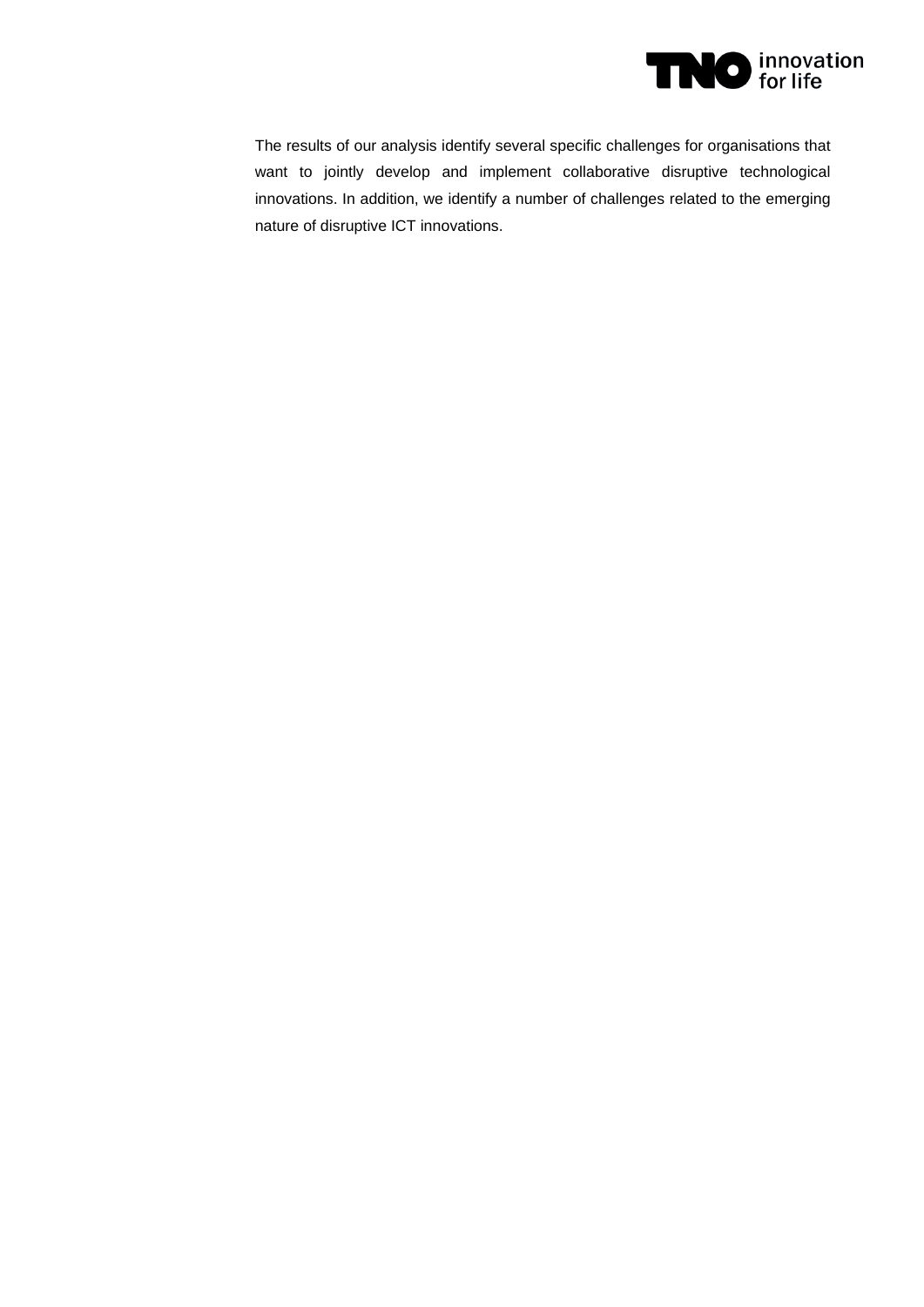The results of our analysis identify several specific challenges for organisations that want to jointly develop and implement collaborative disruptive technological innovations. In addition, we identify a number of challenges related to the emerging nature of disruptive ICT innovations.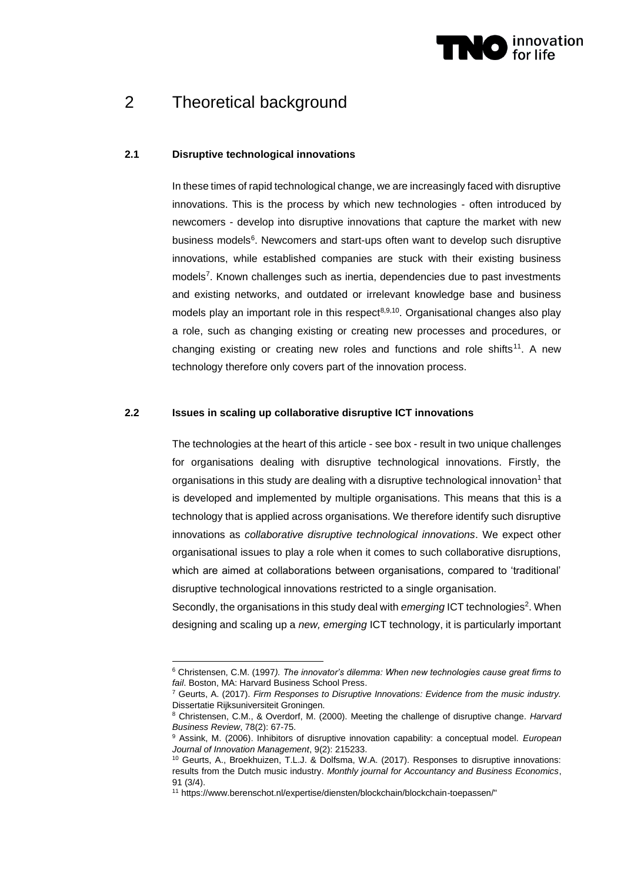# 2 Theoretical background

### 2.1 Disruptive technological innovations

In these times of rapid technological change, we are increasingly faced with disruptive innovations. This is the process by which new technologies - often introduced by newcomers - develop into disruptive innovations that capture the market with new business models[6]. Newcomers and start-ups often want to develop such disruptive innovations, while established companies are stuck with their existing business models[7]. Known challenges such as inertia, dependencies due to past investments and existing networks, and outdated or irrelevant knowledge base and business models play an important role in this respect[8,9,10]. Organisational changes also play a role, such as changing existing or creating new processes and procedures, or changing existing or creating new roles and functions and role shifts[11]. A new technology therefore only covers part of the innovation process.

### 2.2 Issues in scaling up collaborative disruptive ICT innovations

The technologies at the heart of this article - see box - result in two unique challenges for organisations dealing with disruptive technological innovations. Firstly, the organisations in this study are dealing with a disruptive technological innovation[1] that is developed and implemented by multiple organisations. This means that this is a technology that is applied across organisations. We therefore identify such disruptive innovations as *collaborative disruptive technological innovations*. We expect other organisational issues to play a role when it comes to such collaborative disruptions, which are aimed at collaborations between organisations, compared to 'traditional' disruptive technological innovations restricted to a single organisation.

Secondly, the organisations in this study deal with *emerging* ICT technologies[2]. When designing and scaling up a *new, emerging* ICT technology, it is particularly important

---

[6] Christensen, C.M. (1997). *The innovator's dilemma: When new technologies cause great firms to fail*. Boston, MA: Harvard Business School Press.

[7] Geurts, A. (2017). *Firm Responses to Disruptive Innovations: Evidence from the music industry.* Dissertatie Rijksuniversiteit Groningen.

[8] Christensen, C.M., & Overdorf, M. (2000). Meeting the challenge of disruptive change. *Harvard Business Review*, 78(2): 67-75.

[9] Assink, M. (2006). Inhibitors of disruptive innovation capability: a conceptual model. *European Journal of Innovation Management*, 9(2): 215233.

[10] Geurts, A., Broekhuizen, T.L.J. & Dolfsma, W.A. (2017). Responses to disruptive innovations: results from the Dutch music industry. *Monthly journal for Accountancy and Business Economics*, 91 (3/4).

[11] https://www.berenschot.nl/expertise/diensten/blockchain/blockchain-toepassen/"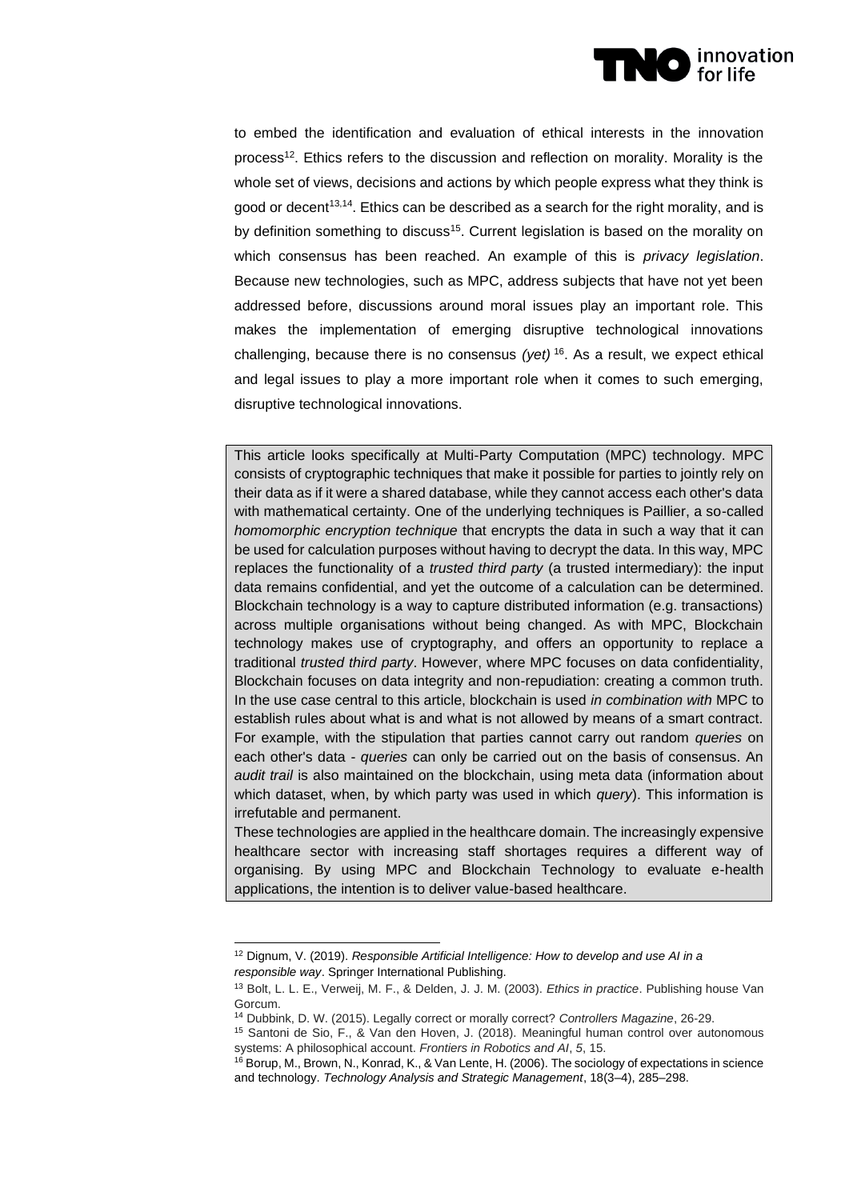to embed the identification and evaluation of ethical interests in the innovation process[12]. Ethics refers to the discussion and reflection on morality. Morality is the whole set of views, decisions and actions by which people express what they think is good or decent[13,14]. Ethics can be described as a search for the right morality, and is by definition something to discuss[15]. Current legislation is based on the morality on which consensus has been reached. An example of this is *privacy legislation*. Because new technologies, such as MPC, address subjects that have not yet been addressed before, discussions around moral issues play an important role. This makes the implementation of emerging disruptive technological innovations challenging, because there is no consensus *(yet)* [16]. As a result, we expect ethical and legal issues to play a more important role when it comes to such emerging, disruptive technological innovations.

> This article looks specifically at Multi-Party Computation (MPC) technology. MPC consists of cryptographic techniques that make it possible for parties to jointly rely on their data as if it were a shared database, while they cannot access each other's data with mathematical certainty. One of the underlying techniques is Paillier, a so-called *homomorphic encryption technique* that encrypts the data in such a way that it can be used for calculation purposes without having to decrypt the data. In this way, MPC replaces the functionality of a *trusted third party* (a trusted intermediary): the input data remains confidential, and yet the outcome of a calculation can be determined. Blockchain technology is a way to capture distributed information (e.g. transactions) across multiple organisations without being changed. As with MPC, Blockchain technology makes use of cryptography, and offers an opportunity to replace a traditional *trusted third party*. However, where MPC focuses on data confidentiality, Blockchain focuses on data integrity and non-repudiation: creating a common truth. In the use case central to this article, blockchain is used *in combination with* MPC to establish rules about what is and what is not allowed by means of a smart contract. For example, with the stipulation that parties cannot carry out random *queries* on each other's data - *queries* can only be carried out on the basis of consensus. An *audit trail* is also maintained on the blockchain, using meta data (information about which dataset, when, by which party was used in which *query*). This information is irrefutable and permanent.
>
> These technologies are applied in the healthcare domain. The increasingly expensive healthcare sector with increasing staff shortages requires a different way of organising. By using MPC and Blockchain Technology to evaluate e-health applications, the intention is to deliver value-based healthcare.

[12] Dignum, V. (2019). *Responsible Artificial Intelligence: How to develop and use AI in a responsible way*. Springer International Publishing.

[13] Bolt, L. L. E., Verweij, M. F., & Delden, J. J. M. (2003). *Ethics in practice*. Publishing house Van Gorcum.

[14] Dubbink, D. W. (2015). Legally correct or morally correct? *Controllers Magazine*, 26-29.

[15] Santoni de Sio, F., & Van den Hoven, J. (2018). Meaningful human control over autonomous systems: A philosophical account. *Frontiers in Robotics and AI*, *5*, 15.

[16] Borup, M., Brown, N., Konrad, K., & Van Lente, H. (2006). The sociology of expectations in science and technology. *Technology Analysis and Strategic Management*, 18(3–4), 285–298.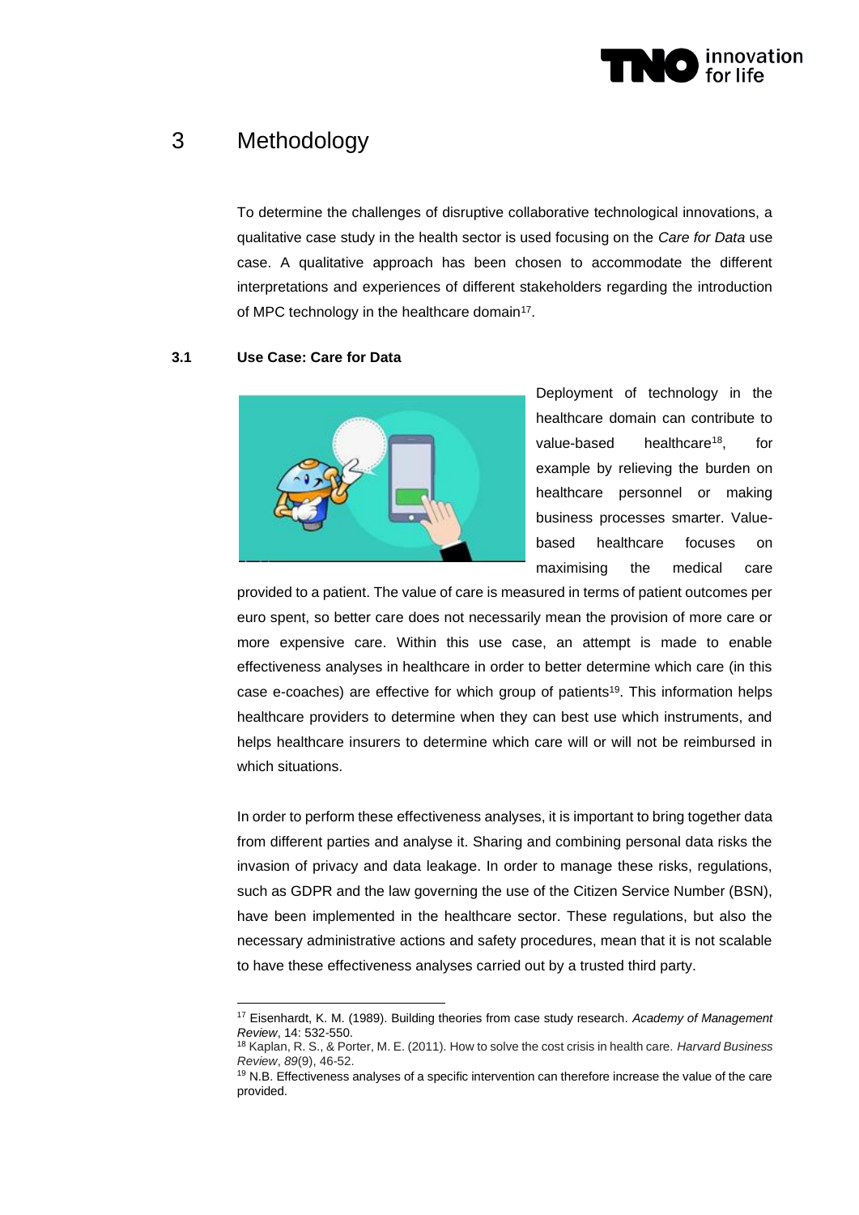# 3 Methodology

To determine the challenges of disruptive collaborative technological innovations, a qualitative case study in the health sector is used focusing on the *Care for Data* use case. A qualitative approach has been chosen to accommodate the different interpretations and experiences of different stakeholders regarding the introduction of MPC technology in the healthcare domain[17].

### 3.1 Use Case: Care for Data

Deployment of technology in the healthcare domain can contribute to value-based healthcare[18], for example by relieving the burden on healthcare personnel or making business processes smarter. Value-based healthcare focuses on maximising the medical care provided to a patient. The value of care is measured in terms of patient outcomes per euro spent, so better care does not necessarily mean the provision of more care or more expensive care. Within this use case, an attempt is made to enable effectiveness analyses in healthcare in order to better determine which care (in this case e-coaches) are effective for which group of patients[19]. This information helps healthcare providers to determine when they can best use which instruments, and helps healthcare insurers to determine which care will or will not be reimbursed in which situations.

In order to perform these effectiveness analyses, it is important to bring together data from different parties and analyse it. Sharing and combining personal data risks the invasion of privacy and data leakage. In order to manage these risks, regulations, such as GDPR and the law governing the use of the Citizen Service Number (BSN), have been implemented in the healthcare sector. These regulations, but also the necessary administrative actions and safety procedures, mean that it is not scalable to have these effectiveness analyses carried out by a trusted third party.

---

[17] Eisenhardt, K. M. (1989). Building theories from case study research. *Academy of Management Review*, 14: 532-550.

[18] Kaplan, R. S., & Porter, M. E. (2011). How to solve the cost crisis in health care. *Harvard Business Review*, *89*(9), 46-52.

[19] N.B. Effectiveness analyses of a specific intervention can therefore increase the value of the care provided.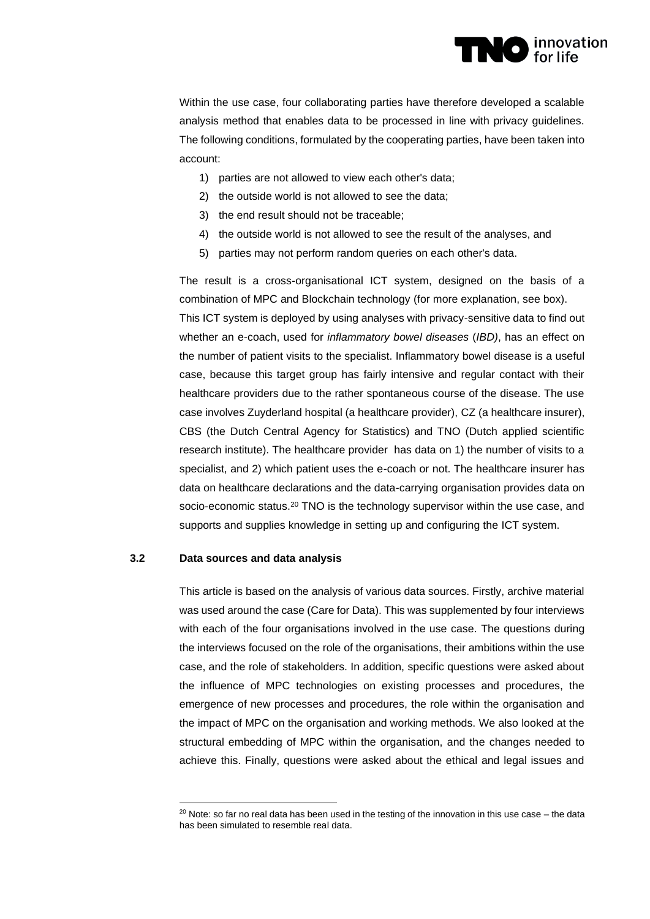Within the use case, four collaborating parties have therefore developed a scalable analysis method that enables data to be processed in line with privacy guidelines. The following conditions, formulated by the cooperating parties, have been taken into account:

1) parties are not allowed to view each other's data;
2) the outside world is not allowed to see the data;
3) the end result should not be traceable;
4) the outside world is not allowed to see the result of the analyses, and
5) parties may not perform random queries on each other's data.

The result is a cross-organisational ICT system, designed on the basis of a combination of MPC and Blockchain technology (for more explanation, see box). This ICT system is deployed by using analyses with privacy-sensitive data to find out whether an e-coach, used for *inflammatory bowel diseases* (*IBD)*, has an effect on the number of patient visits to the specialist. Inflammatory bowel disease is a useful case, because this target group has fairly intensive and regular contact with their healthcare providers due to the rather spontaneous course of the disease. The use case involves Zuyderland hospital (a healthcare provider), CZ (a healthcare insurer), CBS (the Dutch Central Agency for Statistics) and TNO (Dutch applied scientific research institute). The healthcare provider has data on 1) the number of visits to a specialist, and 2) which patient uses the e-coach or not. The healthcare insurer has data on healthcare declarations and the data-carrying organisation provides data on socio-economic status.[20] TNO is the technology supervisor within the use case, and supports and supplies knowledge in setting up and configuring the ICT system.

### 3.2 Data sources and data analysis

This article is based on the analysis of various data sources. Firstly, archive material was used around the case (Care for Data). This was supplemented by four interviews with each of the four organisations involved in the use case. The questions during the interviews focused on the role of the organisations, their ambitions within the use case, and the role of stakeholders. In addition, specific questions were asked about the influence of MPC technologies on existing processes and procedures, the emergence of new processes and procedures, the role within the organisation and the impact of MPC on the organisation and working methods. We also looked at the structural embedding of MPC within the organisation, and the changes needed to achieve this. Finally, questions were asked about the ethical and legal issues and

[20] Note: so far no real data has been used in the testing of the innovation in this use case – the data has been simulated to resemble real data.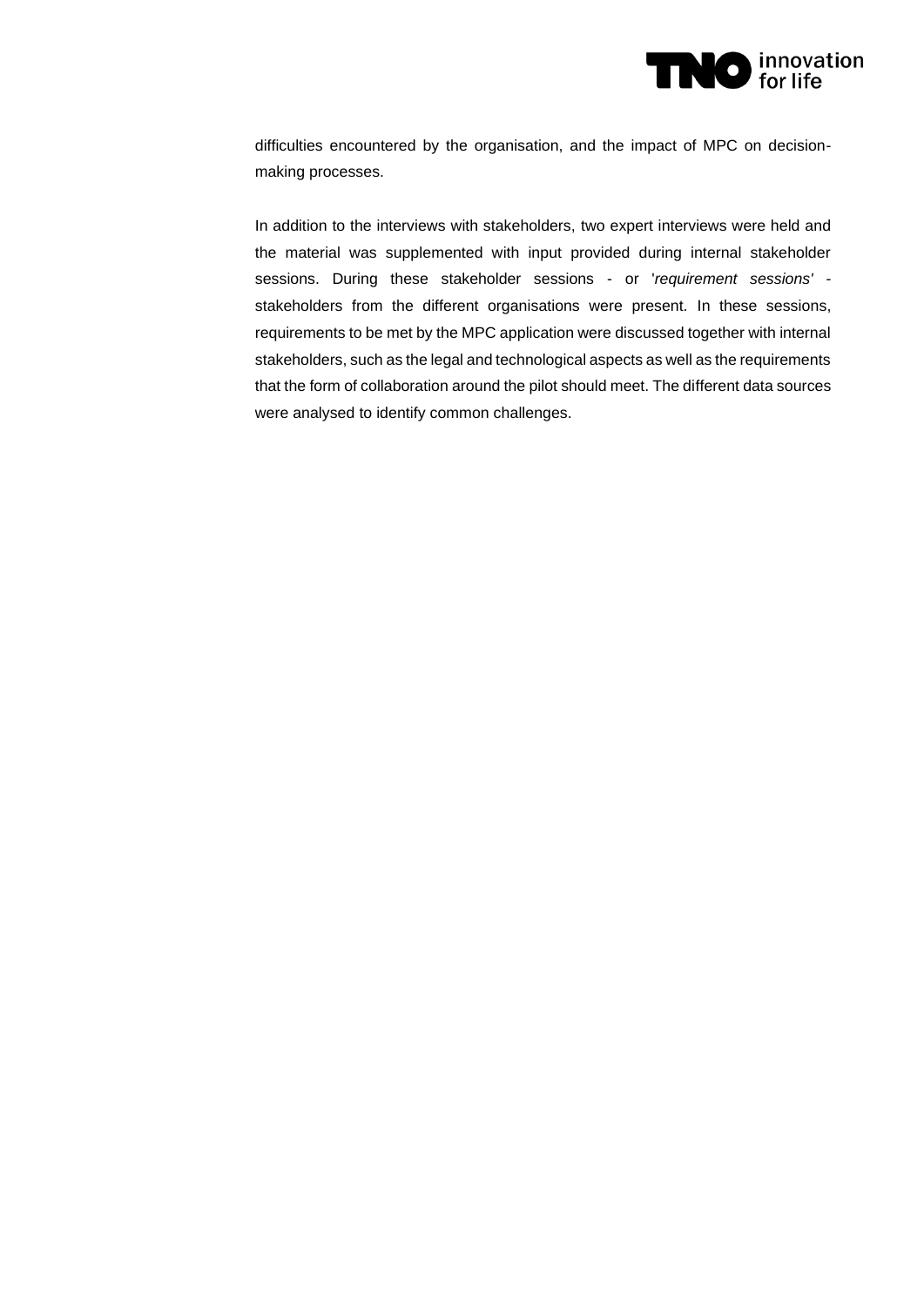difficulties encountered by the organisation, and the impact of MPC on decision-making processes.

In addition to the interviews with stakeholders, two expert interviews were held and the material was supplemented with input provided during internal stakeholder sessions. During these stakeholder sessions - or '*requirement sessions*' - stakeholders from the different organisations were present. In these sessions, requirements to be met by the MPC application were discussed together with internal stakeholders, such as the legal and technological aspects as well as the requirements that the form of collaboration around the pilot should meet. The different data sources were analysed to identify common challenges.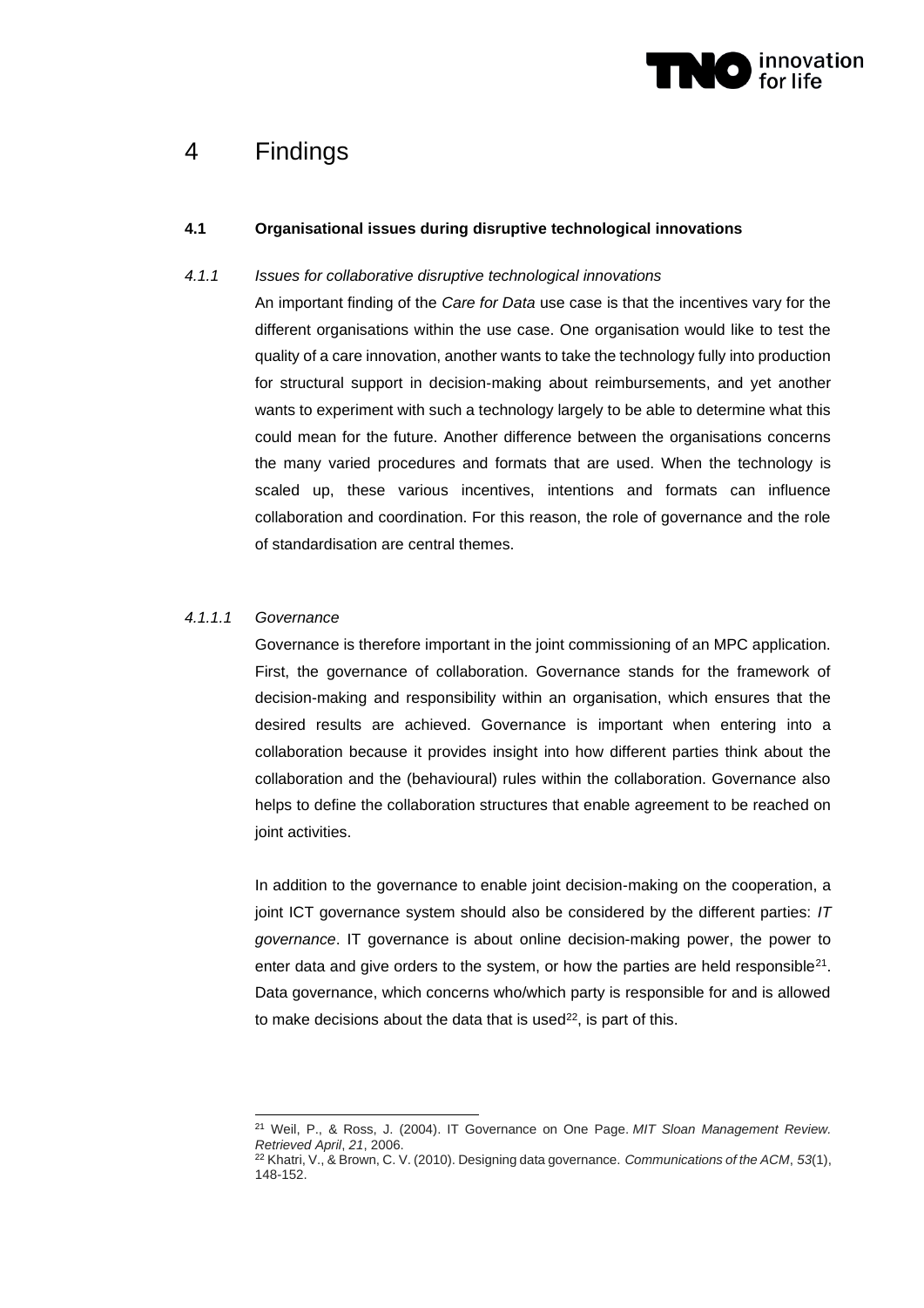# 4 Findings

## 4.1 Organisational issues during disruptive technological innovations

### *4.1.1 Issues for collaborative disruptive technological innovations*

An important finding of the *Care for Data* use case is that the incentives vary for the different organisations within the use case. One organisation would like to test the quality of a care innovation, another wants to take the technology fully into production for structural support in decision-making about reimbursements, and yet another wants to experiment with such a technology largely to be able to determine what this could mean for the future. Another difference between the organisations concerns the many varied procedures and formats that are used. When the technology is scaled up, these various incentives, intentions and formats can influence collaboration and coordination. For this reason, the role of governance and the role of standardisation are central themes.

#### *4.1.1.1 Governance*

Governance is therefore important in the joint commissioning of an MPC application. First, the governance of collaboration. Governance stands for the framework of decision-making and responsibility within an organisation, which ensures that the desired results are achieved. Governance is important when entering into a collaboration because it provides insight into how different parties think about the collaboration and the (behavioural) rules within the collaboration. Governance also helps to define the collaboration structures that enable agreement to be reached on joint activities.

In addition to the governance to enable joint decision-making on the cooperation, a joint ICT governance system should also be considered by the different parties: *IT governance*. IT governance is about online decision-making power, the power to enter data and give orders to the system, or how the parties are held responsible[21]. Data governance, which concerns who/which party is responsible for and is allowed to make decisions about the data that is used[22], is part of this.

---

[21] Weil, P., & Ross, J. (2004). IT Governance on One Page. *MIT Sloan Management Review. Retrieved April*, *21*, 2006.

[22] Khatri, V., & Brown, C. V. (2010). Designing data governance. *Communications of the ACM*, *53*(1), 148-152.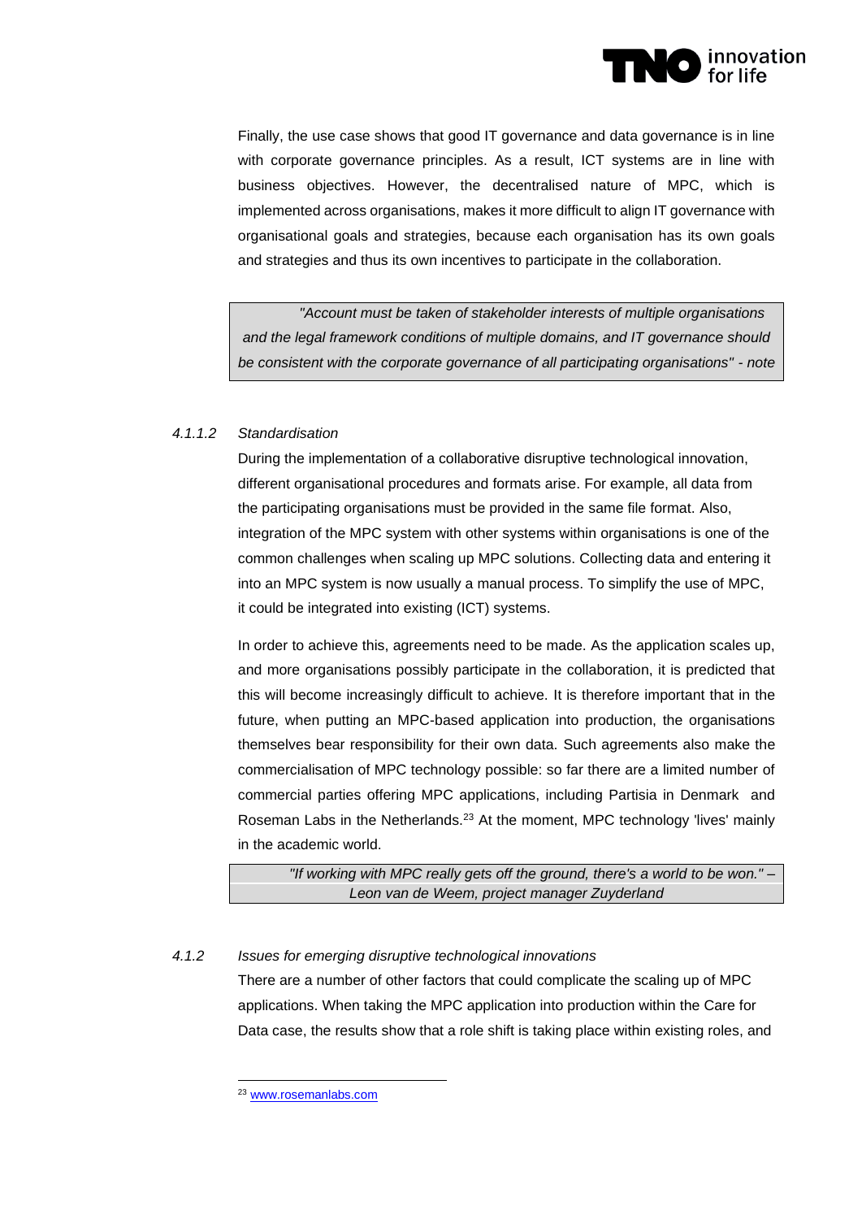Finally, the use case shows that good IT governance and data governance is in line with corporate governance principles. As a result, ICT systems are in line with business objectives. However, the decentralised nature of MPC, which is implemented across organisations, makes it more difficult to align IT governance with organisational goals and strategies, because each organisation has its own goals and strategies and thus its own incentives to participate in the collaboration.

> *"Account must be taken of stakeholder interests of multiple organisations and the legal framework conditions of multiple domains, and IT governance should be consistent with the corporate governance of all participating organisations" - note*

#### *4.1.1.2 Standardisation*

During the implementation of a collaborative disruptive technological innovation, different organisational procedures and formats arise. For example, all data from the participating organisations must be provided in the same file format. Also, integration of the MPC system with other systems within organisations is one of the common challenges when scaling up MPC solutions. Collecting data and entering it into an MPC system is now usually a manual process. To simplify the use of MPC, it could be integrated into existing (ICT) systems.

In order to achieve this, agreements need to be made. As the application scales up, and more organisations possibly participate in the collaboration, it is predicted that this will become increasingly difficult to achieve. It is therefore important that in the future, when putting an MPC-based application into production, the organisations themselves bear responsibility for their own data. Such agreements also make the commercialisation of MPC technology possible: so far there are a limited number of commercial parties offering MPC applications, including Partisia in Denmark and Roseman Labs in the Netherlands.[23] At the moment, MPC technology 'lives' mainly in the academic world.

> *"If working with MPC really gets off the ground, there's a world to be won." – Leon van de Weem, project manager Zuyderland*

### *4.1.2 Issues for emerging disruptive technological innovations*

There are a number of other factors that could complicate the scaling up of MPC applications. When taking the MPC application into production within the Care for Data case, the results show that a role shift is taking place within existing roles, and

[23] www.rosemanlabs.com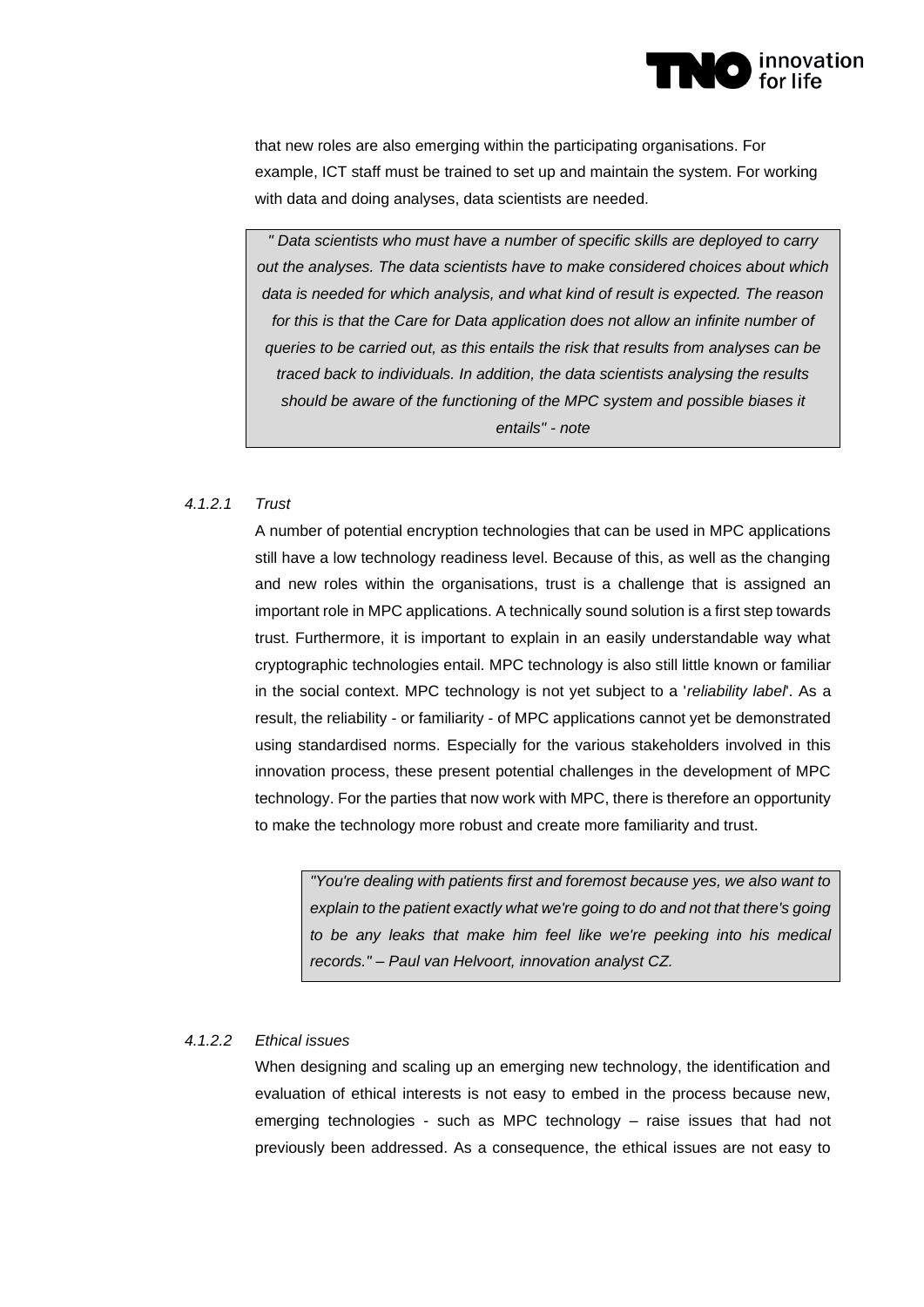that new roles are also emerging within the participating organisations. For example, ICT staff must be trained to set up and maintain the system. For working with data and doing analyses, data scientists are needed.

> *" Data scientists who must have a number of specific skills are deployed to carry out the analyses. The data scientists have to make considered choices about which data is needed for which analysis, and what kind of result is expected. The reason for this is that the Care for Data application does not allow an infinite number of queries to be carried out, as this entails the risk that results from analyses can be traced back to individuals. In addition, the data scientists analysing the results should be aware of the functioning of the MPC system and possible biases it entails" - note*

##### *4.1.2.1 Trust*

A number of potential encryption technologies that can be used in MPC applications still have a low technology readiness level. Because of this, as well as the changing and new roles within the organisations, trust is a challenge that is assigned an important role in MPC applications. A technically sound solution is a first step towards trust. Furthermore, it is important to explain in an easily understandable way what cryptographic technologies entail. MPC technology is also still little known or familiar in the social context. MPC technology is not yet subject to a '*reliability label*'. As a result, the reliability - or familiarity - of MPC applications cannot yet be demonstrated using standardised norms. Especially for the various stakeholders involved in this innovation process, these present potential challenges in the development of MPC technology. For the parties that now work with MPC, there is therefore an opportunity to make the technology more robust and create more familiarity and trust.

> *"You're dealing with patients first and foremost because yes, we also want to explain to the patient exactly what we're going to do and not that there's going to be any leaks that make him feel like we're peeking into his medical records." – Paul van Helvoort, innovation analyst CZ.*

##### *4.1.2.2 Ethical issues*

When designing and scaling up an emerging new technology, the identification and evaluation of ethical interests is not easy to embed in the process because new, emerging technologies - such as MPC technology – raise issues that had not previously been addressed. As a consequence, the ethical issues are not easy to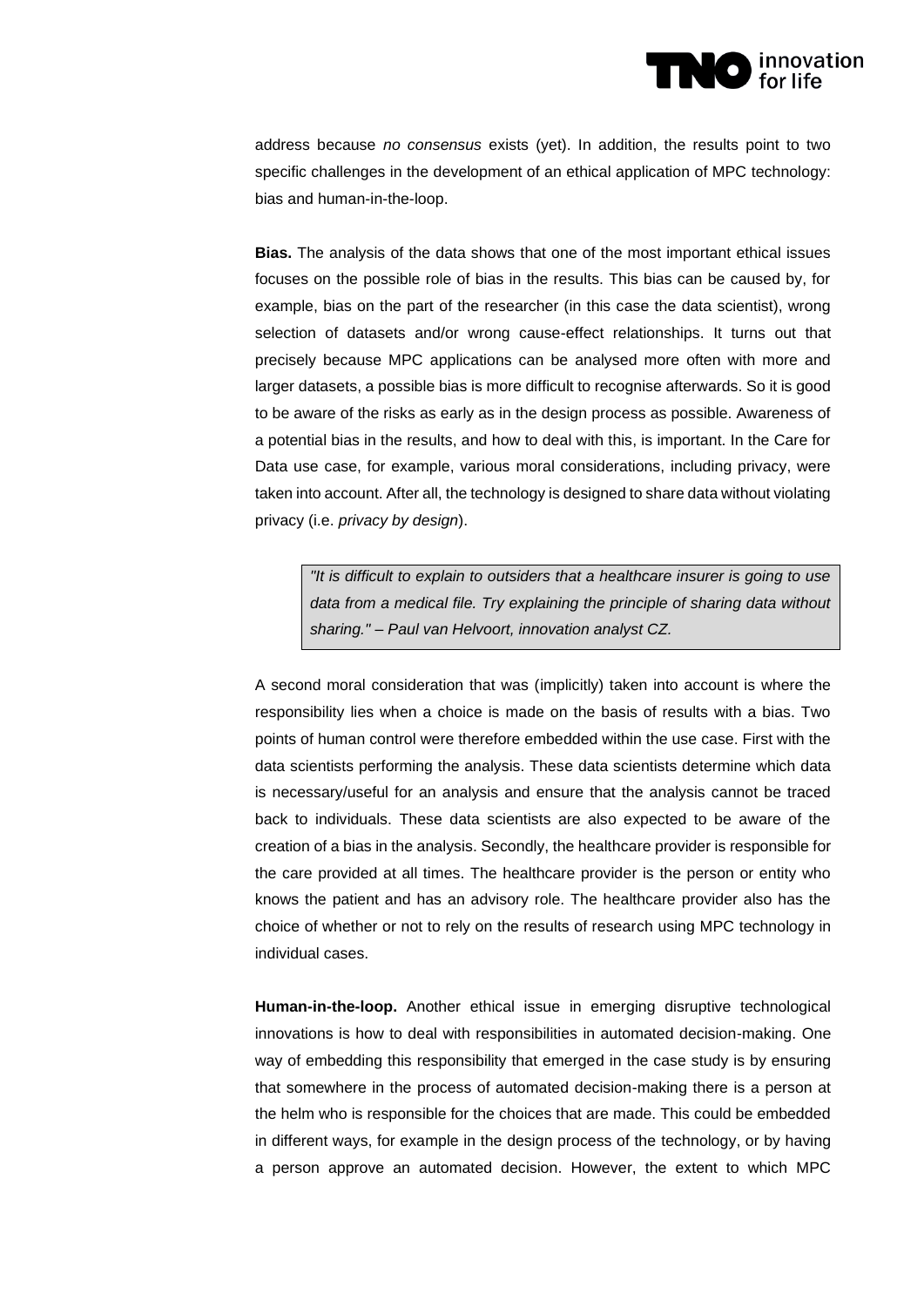address because *no consensus* exists (yet). In addition, the results point to two specific challenges in the development of an ethical application of MPC technology: bias and human-in-the-loop.

**Bias.** The analysis of the data shows that one of the most important ethical issues focuses on the possible role of bias in the results. This bias can be caused by, for example, bias on the part of the researcher (in this case the data scientist), wrong selection of datasets and/or wrong cause-effect relationships. It turns out that precisely because MPC applications can be analysed more often with more and larger datasets, a possible bias is more difficult to recognise afterwards. So it is good to be aware of the risks as early as in the design process as possible. Awareness of a potential bias in the results, and how to deal with this, is important. In the Care for Data use case, for example, various moral considerations, including privacy, were taken into account. After all, the technology is designed to share data without violating privacy (i.e. *privacy by design*).

> *"It is difficult to explain to outsiders that a healthcare insurer is going to use data from a medical file. Try explaining the principle of sharing data without sharing." – Paul van Helvoort, innovation analyst CZ.*

A second moral consideration that was (implicitly) taken into account is where the responsibility lies when a choice is made on the basis of results with a bias. Two points of human control were therefore embedded within the use case. First with the data scientists performing the analysis. These data scientists determine which data is necessary/useful for an analysis and ensure that the analysis cannot be traced back to individuals. These data scientists are also expected to be aware of the creation of a bias in the analysis. Secondly, the healthcare provider is responsible for the care provided at all times. The healthcare provider is the person or entity who knows the patient and has an advisory role. The healthcare provider also has the choice of whether or not to rely on the results of research using MPC technology in individual cases.

**Human-in-the-loop.** Another ethical issue in emerging disruptive technological innovations is how to deal with responsibilities in automated decision-making. One way of embedding this responsibility that emerged in the case study is by ensuring that somewhere in the process of automated decision-making there is a person at the helm who is responsible for the choices that are made. This could be embedded in different ways, for example in the design process of the technology, or by having a person approve an automated decision. However, the extent to which MPC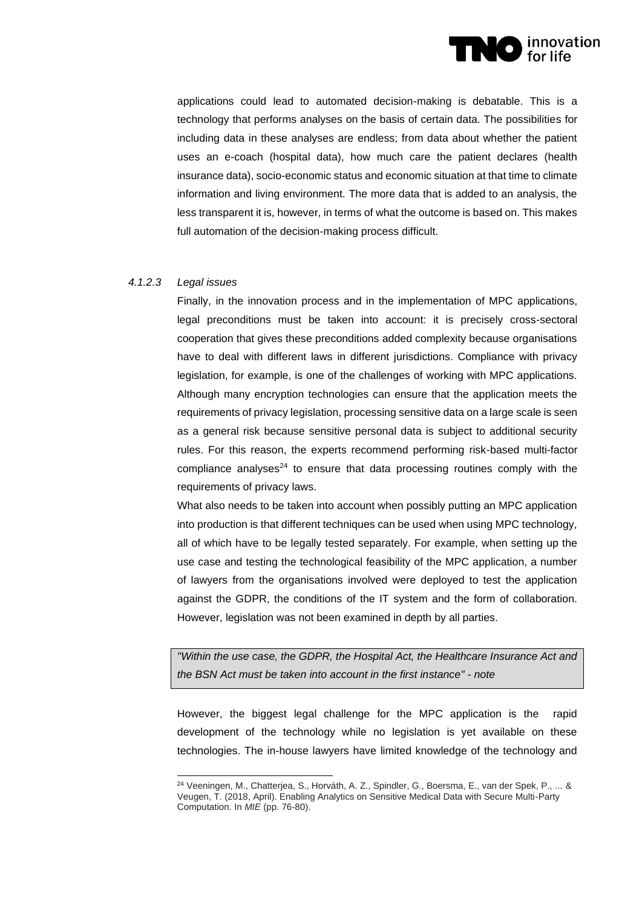applications could lead to automated decision-making is debatable. This is a technology that performs analyses on the basis of certain data. The possibilities for including data in these analyses are endless; from data about whether the patient uses an e-coach (hospital data), how much care the patient declares (health insurance data), socio-economic status and economic situation at that time to climate information and living environment. The more data that is added to an analysis, the less transparent it is, however, in terms of what the outcome is based on. This makes full automation of the decision-making process difficult.

#### *4.1.2.3 Legal issues*

Finally, in the innovation process and in the implementation of MPC applications, legal preconditions must be taken into account: it is precisely cross-sectoral cooperation that gives these preconditions added complexity because organisations have to deal with different laws in different jurisdictions. Compliance with privacy legislation, for example, is one of the challenges of working with MPC applications. Although many encryption technologies can ensure that the application meets the requirements of privacy legislation, processing sensitive data on a large scale is seen as a general risk because sensitive personal data is subject to additional security rules. For this reason, the experts recommend performing risk-based multi-factor compliance analyses[24] to ensure that data processing routines comply with the requirements of privacy laws.

What also needs to be taken into account when possibly putting an MPC application into production is that different techniques can be used when using MPC technology, all of which have to be legally tested separately. For example, when setting up the use case and testing the technological feasibility of the MPC application, a number of lawyers from the organisations involved were deployed to test the application against the GDPR, the conditions of the IT system and the form of collaboration. However, legislation was not been examined in depth by all parties.

> *"Within the use case, the GDPR, the Hospital Act, the Healthcare Insurance Act and the BSN Act must be taken into account in the first instance" - note*

However, the biggest legal challenge for the MPC application is the rapid development of the technology while no legislation is yet available on these technologies. The in-house lawyers have limited knowledge of the technology and

---

[24] Veeningen, M., Chatterjea, S., Horváth, A. Z., Spindler, G., Boersma, E., van der Spek, P., ... & Veugen, T. (2018, April). Enabling Analytics on Sensitive Medical Data with Secure Multi-Party Computation. In *MIE* (pp. 76-80).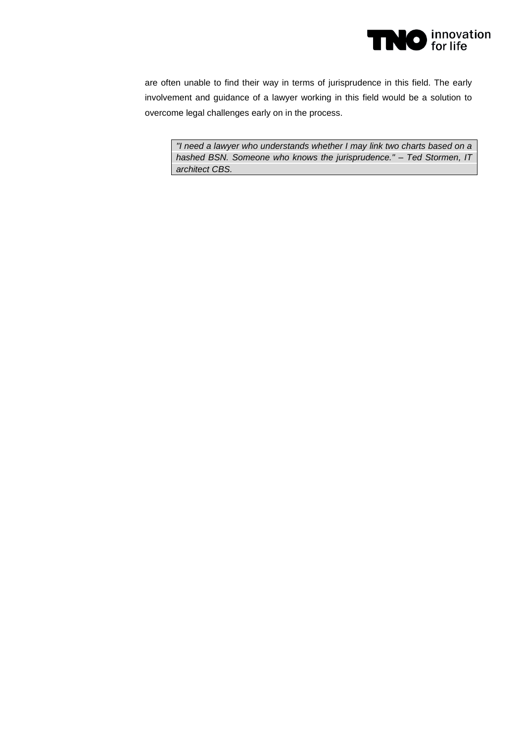are often unable to find their way in terms of jurisprudence in this field. The early involvement and guidance of a lawyer working in this field would be a solution to overcome legal challenges early on in the process.

> *"I need a lawyer who understands whether I may link two charts based on a hashed BSN. Someone who knows the jurisprudence." – Ted Stormen, IT architect CBS.*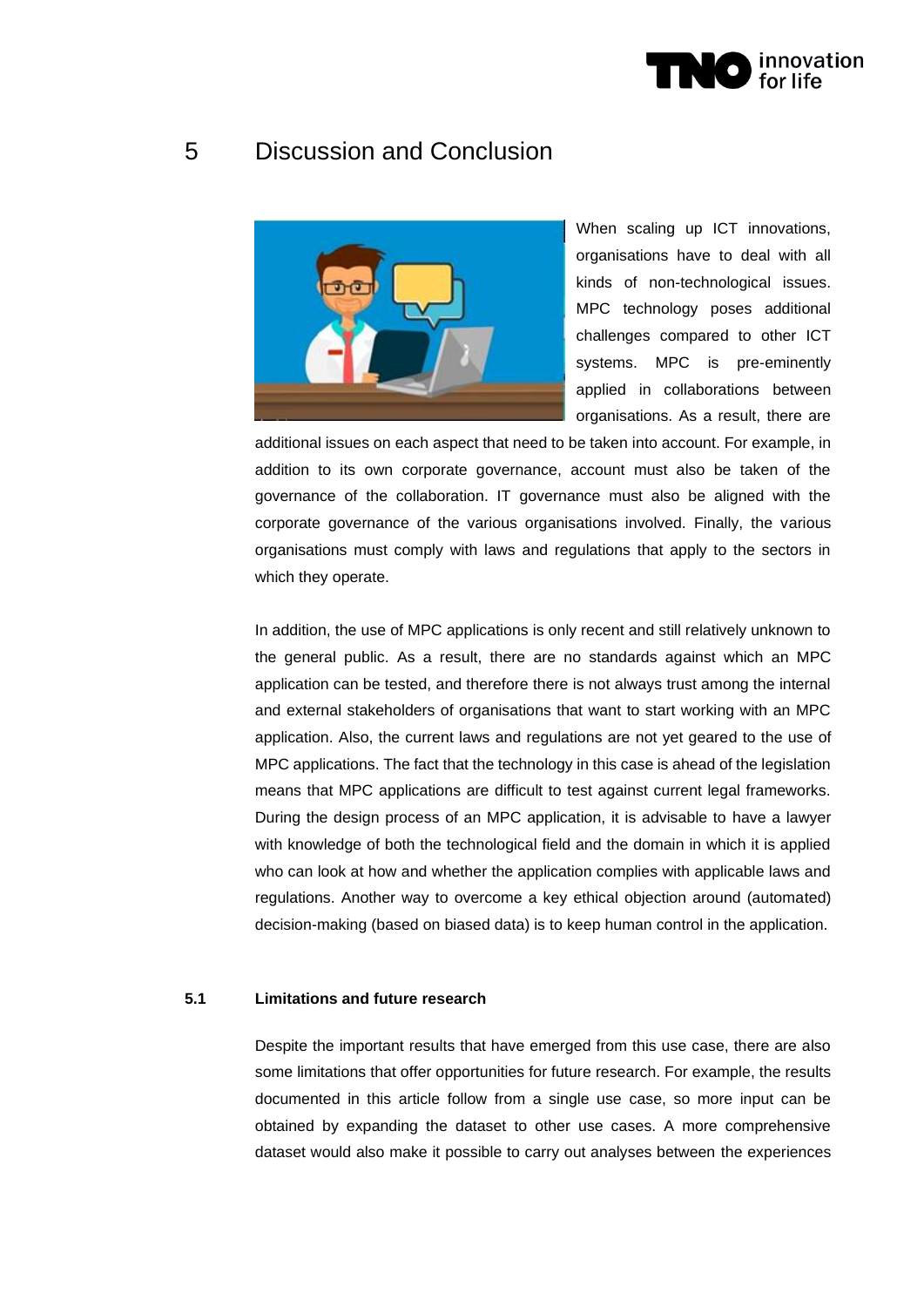# 5 Discussion and Conclusion

When scaling up ICT innovations, organisations have to deal with all kinds of non-technological issues. MPC technology poses additional challenges compared to other ICT systems. MPC is pre-eminently applied in collaborations between organisations. As a result, there are additional issues on each aspect that need to be taken into account. For example, in addition to its own corporate governance, account must also be taken of the governance of the collaboration. IT governance must also be aligned with the corporate governance of the various organisations involved. Finally, the various organisations must comply with laws and regulations that apply to the sectors in which they operate.

In addition, the use of MPC applications is only recent and still relatively unknown to the general public. As a result, there are no standards against which an MPC application can be tested, and therefore there is not always trust among the internal and external stakeholders of organisations that want to start working with an MPC application. Also, the current laws and regulations are not yet geared to the use of MPC applications. The fact that the technology in this case is ahead of the legislation means that MPC applications are difficult to test against current legal frameworks. During the design process of an MPC application, it is advisable to have a lawyer with knowledge of both the technological field and the domain in which it is applied who can look at how and whether the application complies with applicable laws and regulations. Another way to overcome a key ethical objection around (automated) decision-making (based on biased data) is to keep human control in the application.

## 5.1 Limitations and future research

Despite the important results that have emerged from this use case, there are also some limitations that offer opportunities for future research. For example, the results documented in this article follow from a single use case, so more input can be obtained by expanding the dataset to other use cases. A more comprehensive dataset would also make it possible to carry out analyses between the experiences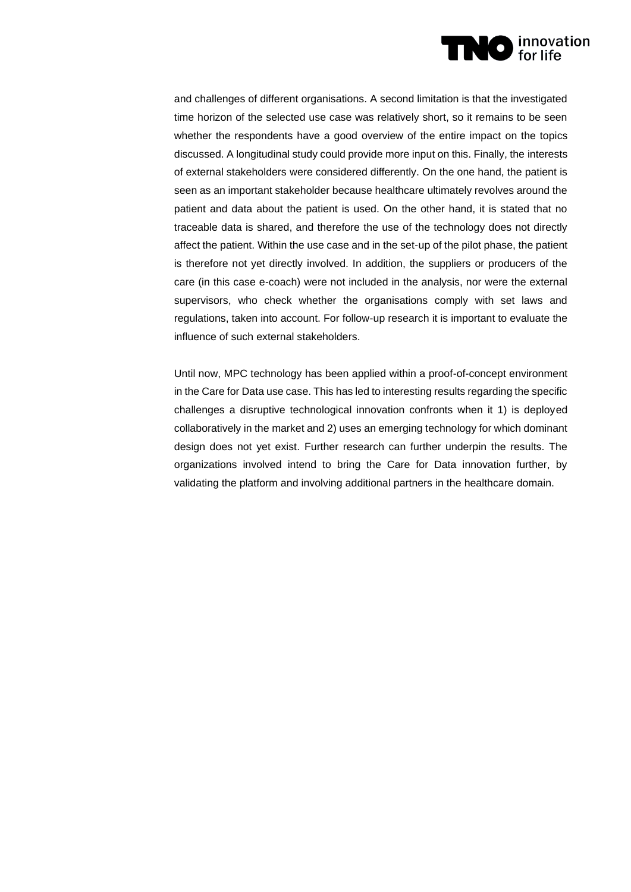and challenges of different organisations. A second limitation is that the investigated time horizon of the selected use case was relatively short, so it remains to be seen whether the respondents have a good overview of the entire impact on the topics discussed. A longitudinal study could provide more input on this. Finally, the interests of external stakeholders were considered differently. On the one hand, the patient is seen as an important stakeholder because healthcare ultimately revolves around the patient and data about the patient is used. On the other hand, it is stated that no traceable data is shared, and therefore the use of the technology does not directly affect the patient. Within the use case and in the set-up of the pilot phase, the patient is therefore not yet directly involved. In addition, the suppliers or producers of the care (in this case e-coach) were not included in the analysis, nor were the external supervisors, who check whether the organisations comply with set laws and regulations, taken into account. For follow-up research it is important to evaluate the influence of such external stakeholders.

Until now, MPC technology has been applied within a proof-of-concept environment in the Care for Data use case. This has led to interesting results regarding the specific challenges a disruptive technological innovation confronts when it 1) is deployed collaboratively in the market and 2) uses an emerging technology for which dominant design does not yet exist. Further research can further underpin the results. The organizations involved intend to bring the Care for Data innovation further, by validating the platform and involving additional partners in the healthcare domain.